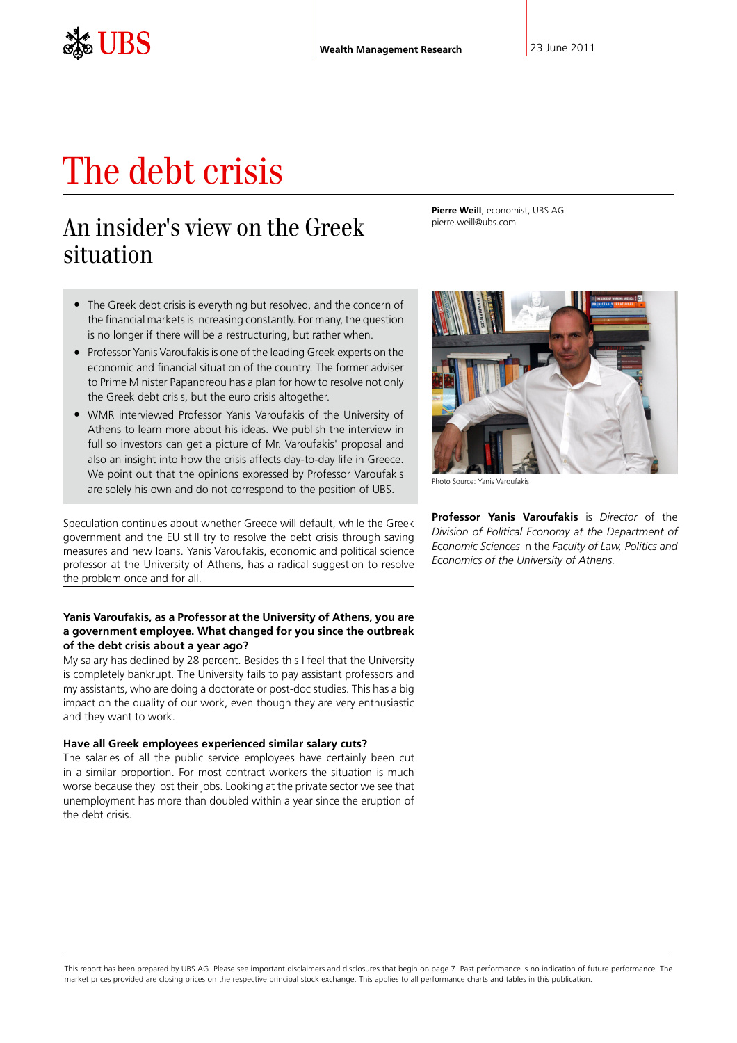UBS

**Wealth Management Research**

23 June 2011

# The debt crisis

## An insider's view on the Greek situation

**Pierre Weill**, economist, UBS AG
pierre.weill@ubs.com

- The Greek debt crisis is everything but resolved, and the concern of the financial markets is increasing constantly. For many, the question is no longer if there will be a restructuring, but rather when.
- Professor Yanis Varoufakis is one of the leading Greek experts on the economic and financial situation of the country. The former adviser to Prime Minister Papandreou has a plan for how to resolve not only the Greek debt crisis, but the euro crisis altogether.
- WMR interviewed Professor Yanis Varoufakis of the University of Athens to learn more about his ideas. We publish the interview in full so investors can get a picture of Mr. Varoufakis' proposal and also an insight into how the crisis affects day-to-day life in Greece. We point out that the opinions expressed by Professor Varoufakis are solely his own and do not correspond to the position of UBS.

Photo Source: Yanis Varoufakis

**Professor Yanis Varoufakis** is *Director* of the *Division of Political Economy at the Department of Economic Sciences* in the *Faculty of Law, Politics and Economics of the University of Athens.*

Speculation continues about whether Greece will default, while the Greek government and the EU still try to resolve the debt crisis through saving measures and new loans. Yanis Varoufakis, economic and political science professor at the University of Athens, has a radical suggestion to resolve the problem once and for all.

**Yanis Varoufakis, as a Professor at the University of Athens, you are a government employee. What changed for you since the outbreak of the debt crisis about a year ago?**

My salary has declined by 28 percent. Besides this I feel that the University is completely bankrupt. The University fails to pay assistant professors and my assistants, who are doing a doctorate or post-doc studies. This has a big impact on the quality of our work, even though they are very enthusiastic and they want to work.

**Have all Greek employees experienced similar salary cuts?**

The salaries of all the public service employees have certainly been cut in a similar proportion. For most contract workers the situation is much worse because they lost their jobs. Looking at the private sector we see that unemployment has more than doubled within a year since the eruption of the debt crisis.

This report has been prepared by UBS AG. Please see important disclaimers and disclosures that begin on page 7. Past performance is no indication of future performance. The market prices provided are closing prices on the respective principal stock exchange. This applies to all performance charts and tables in this publication.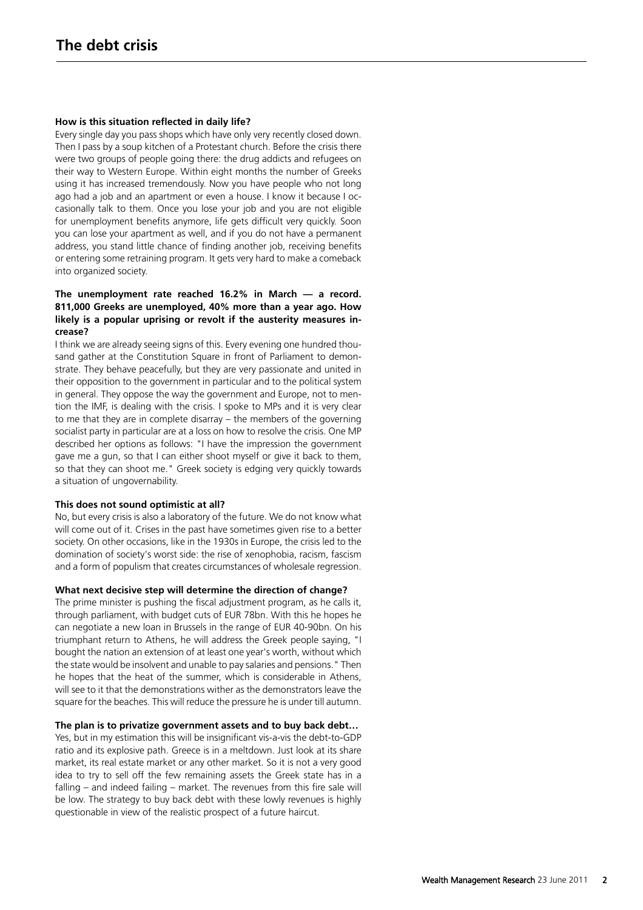**How is this situation reflected in daily life?**

Every single day you pass shops which have only very recently closed down. Then I pass by a soup kitchen of a Protestant church. Before the crisis there were two groups of people going there: the drug addicts and refugees on their way to Western Europe. Within eight months the number of Greeks using it has increased tremendously. Now you have people who not long ago had a job and an apartment or even a house. I know it because I occasionally talk to them. Once you lose your job and you are not eligible for unemployment benefits anymore, life gets difficult very quickly. Soon you can lose your apartment as well, and if you do not have a permanent address, you stand little chance of finding another job, receiving benefits or entering some retraining program. It gets very hard to make a comeback into organized society.

**The unemployment rate reached 16.2% in March — a record. 811,000 Greeks are unemployed, 40% more than a year ago. How likely is a popular uprising or revolt if the austerity measures increase?**

I think we are already seeing signs of this. Every evening one hundred thousand gather at the Constitution Square in front of Parliament to demonstrate. They behave peacefully, but they are very passionate and united in their opposition to the government in particular and to the political system in general. They oppose the way the government and Europe, not to mention the IMF, is dealing with the crisis. I spoke to MPs and it is very clear to me that they are in complete disarray – the members of the governing socialist party in particular are at a loss on how to resolve the crisis. One MP described her options as follows: "I have the impression the government gave me a gun, so that I can either shoot myself or give it back to them, so that they can shoot me." Greek society is edging very quickly towards a situation of ungovernability.

**This does not sound optimistic at all?**

No, but every crisis is also a laboratory of the future. We do not know what will come out of it. Crises in the past have sometimes given rise to a better society. On other occasions, like in the 1930s in Europe, the crisis led to the domination of society's worst side: the rise of xenophobia, racism, fascism and a form of populism that creates circumstances of wholesale regression.

**What next decisive step will determine the direction of change?**

The prime minister is pushing the fiscal adjustment program, as he calls it, through parliament, with budget cuts of EUR 78bn. With this he hopes he can negotiate a new loan in Brussels in the range of EUR 40-90bn. On his triumphant return to Athens, he will address the Greek people saying, "I bought the nation an extension of at least one year's worth, without which the state would be insolvent and unable to pay salaries and pensions." Then he hopes that the heat of the summer, which is considerable in Athens, will see to it that the demonstrations wither as the demonstrators leave the square for the beaches. This will reduce the pressure he is under till autumn.

**The plan is to privatize government assets and to buy back debt…**

Yes, but in my estimation this will be insignificant vis-a-vis the debt-to-GDP ratio and its explosive path. Greece is in a meltdown. Just look at its share market, its real estate market or any other market. So it is not a very good idea to try to sell off the few remaining assets the Greek state has in a falling – and indeed failing – market. The revenues from this fire sale will be low. The strategy to buy back debt with these lowly revenues is highly questionable in view of the realistic prospect of a future haircut.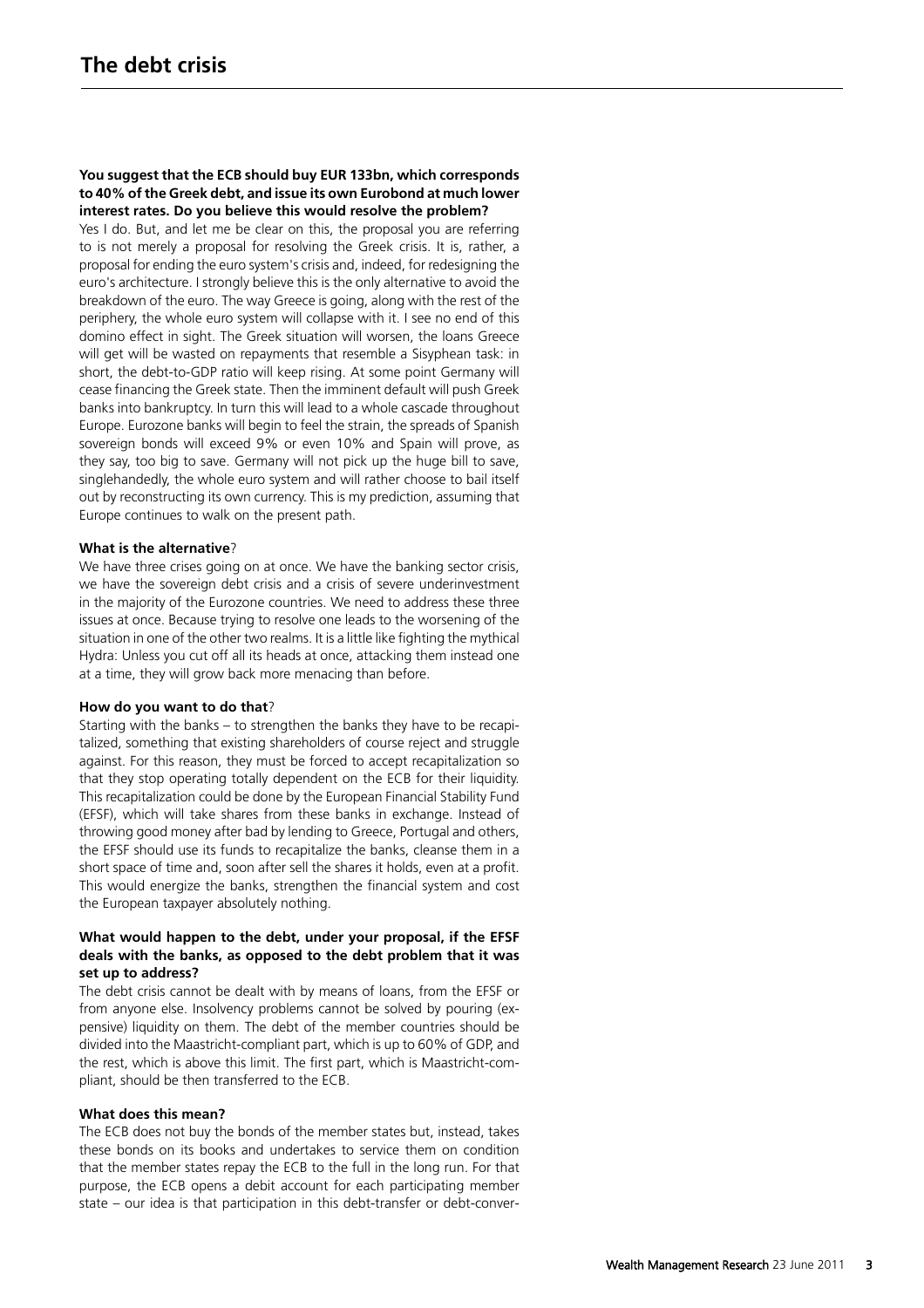**You suggest that the ECB should buy EUR 133bn, which corresponds to 40% of the Greek debt, and issue its own Eurobond at much lower interest rates. Do you believe this would resolve the problem?**

Yes I do. But, and let me be clear on this, the proposal you are referring to is not merely a proposal for resolving the Greek crisis. It is, rather, a proposal for ending the euro system's crisis and, indeed, for redesigning the euro's architecture. I strongly believe this is the only alternative to avoid the breakdown of the euro. The way Greece is going, along with the rest of the periphery, the whole euro system will collapse with it. I see no end of this domino effect in sight. The Greek situation will worsen, the loans Greece will get will be wasted on repayments that resemble a Sisyphean task: in short, the debt-to-GDP ratio will keep rising. At some point Germany will cease financing the Greek state. Then the imminent default will push Greek banks into bankruptcy. In turn this will lead to a whole cascade throughout Europe. Eurozone banks will begin to feel the strain, the spreads of Spanish sovereign bonds will exceed 9% or even 10% and Spain will prove, as they say, too big to save. Germany will not pick up the huge bill to save, singlehandedly, the whole euro system and will rather choose to bail itself out by reconstructing its own currency. This is my prediction, assuming that Europe continues to walk on the present path.

**What is the alternative**?

We have three crises going on at once. We have the banking sector crisis, we have the sovereign debt crisis and a crisis of severe underinvestment in the majority of the Eurozone countries. We need to address these three issues at once. Because trying to resolve one leads to the worsening of the situation in one of the other two realms. It is a little like fighting the mythical Hydra: Unless you cut off all its heads at once, attacking them instead one at a time, they will grow back more menacing than before.

**How do you want to do that**?

Starting with the banks – to strengthen the banks they have to be recapitalized, something that existing shareholders of course reject and struggle against. For this reason, they must be forced to accept recapitalization so that they stop operating totally dependent on the ECB for their liquidity. This recapitalization could be done by the European Financial Stability Fund (EFSF), which will take shares from these banks in exchange. Instead of throwing good money after bad by lending to Greece, Portugal and others, the EFSF should use its funds to recapitalize the banks, cleanse them in a short space of time and, soon after sell the shares it holds, even at a profit. This would energize the banks, strengthen the financial system and cost the European taxpayer absolutely nothing.

**What would happen to the debt, under your proposal, if the EFSF deals with the banks, as opposed to the debt problem that it was set up to address?**

The debt crisis cannot be dealt with by means of loans, from the EFSF or from anyone else. Insolvency problems cannot be solved by pouring (expensive) liquidity on them. The debt of the member countries should be divided into the Maastricht-compliant part, which is up to 60% of GDP, and the rest, which is above this limit. The first part, which is Maastricht-compliant, should be then transferred to the ECB.

**What does this mean?**

The ECB does not buy the bonds of the member states but, instead, takes these bonds on its books and undertakes to service them on condition that the member states repay the ECB to the full in the long run. For that purpose, the ECB opens a debit account for each participating member state – our idea is that participation in this debt-transfer or debt-conver-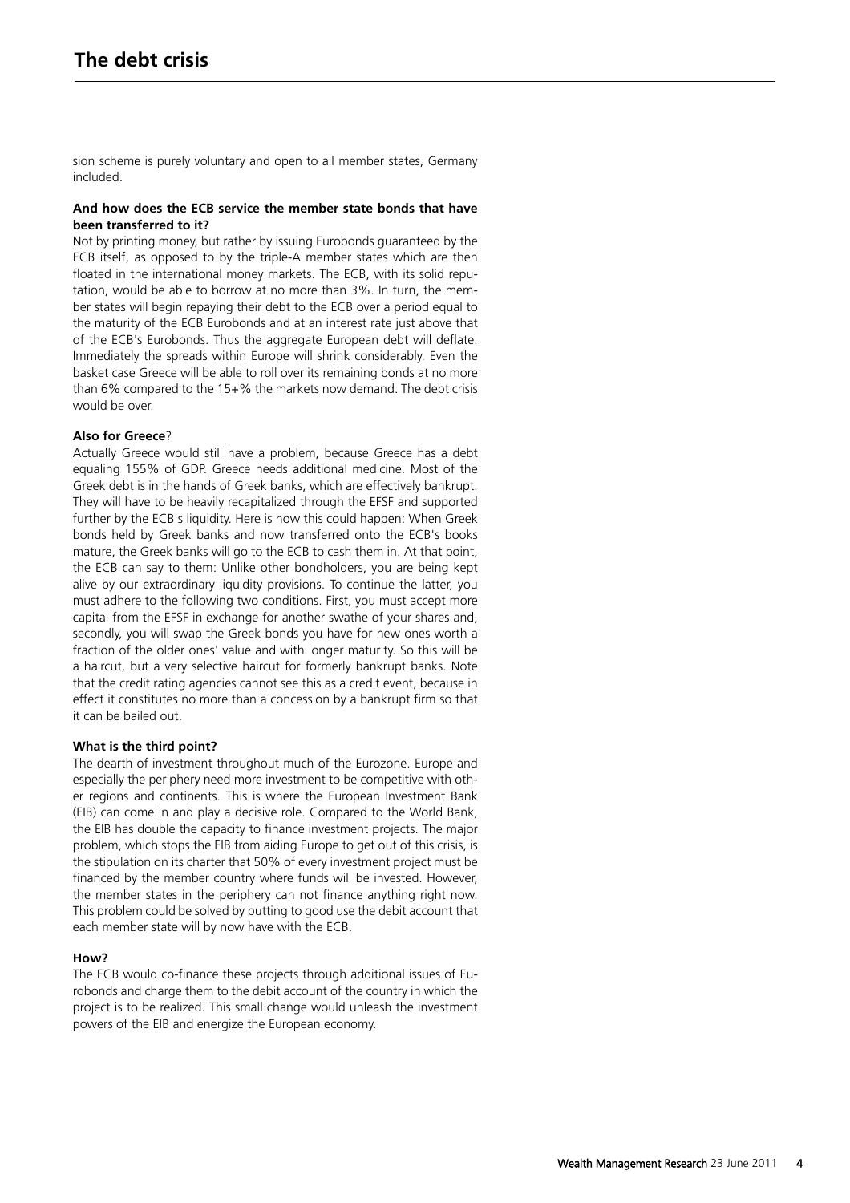sion scheme is purely voluntary and open to all member states, Germany included.

**And how does the ECB service the member state bonds that have been transferred to it?**

Not by printing money, but rather by issuing Eurobonds guaranteed by the ECB itself, as opposed to by the triple-A member states which are then floated in the international money markets. The ECB, with its solid reputation, would be able to borrow at no more than 3%. In turn, the member states will begin repaying their debt to the ECB over a period equal to the maturity of the ECB Eurobonds and at an interest rate just above that of the ECB's Eurobonds. Thus the aggregate European debt will deflate. Immediately the spreads within Europe will shrink considerably. Even the basket case Greece will be able to roll over its remaining bonds at no more than 6% compared to the 15+% the markets now demand. The debt crisis would be over.

**Also for Greece**?

Actually Greece would still have a problem, because Greece has a debt equaling 155% of GDP. Greece needs additional medicine. Most of the Greek debt is in the hands of Greek banks, which are effectively bankrupt. They will have to be heavily recapitalized through the EFSF and supported further by the ECB's liquidity. Here is how this could happen: When Greek bonds held by Greek banks and now transferred onto the ECB's books mature, the Greek banks will go to the ECB to cash them in. At that point, the ECB can say to them: Unlike other bondholders, you are being kept alive by our extraordinary liquidity provisions. To continue the latter, you must adhere to the following two conditions. First, you must accept more capital from the EFSF in exchange for another swathe of your shares and, secondly, you will swap the Greek bonds you have for new ones worth a fraction of the older ones' value and with longer maturity. So this will be a haircut, but a very selective haircut for formerly bankrupt banks. Note that the credit rating agencies cannot see this as a credit event, because in effect it constitutes no more than a concession by a bankrupt firm so that it can be bailed out.

**What is the third point?**

The dearth of investment throughout much of the Eurozone. Europe and especially the periphery need more investment to be competitive with other regions and continents. This is where the European Investment Bank (EIB) can come in and play a decisive role. Compared to the World Bank, the EIB has double the capacity to finance investment projects. The major problem, which stops the EIB from aiding Europe to get out of this crisis, is the stipulation on its charter that 50% of every investment project must be financed by the member country where funds will be invested. However, the member states in the periphery can not finance anything right now. This problem could be solved by putting to good use the debit account that each member state will by now have with the ECB.

**How?**

The ECB would co-finance these projects through additional issues of Eurobonds and charge them to the debit account of the country in which the project is to be realized. This small change would unleash the investment powers of the EIB and energize the European economy.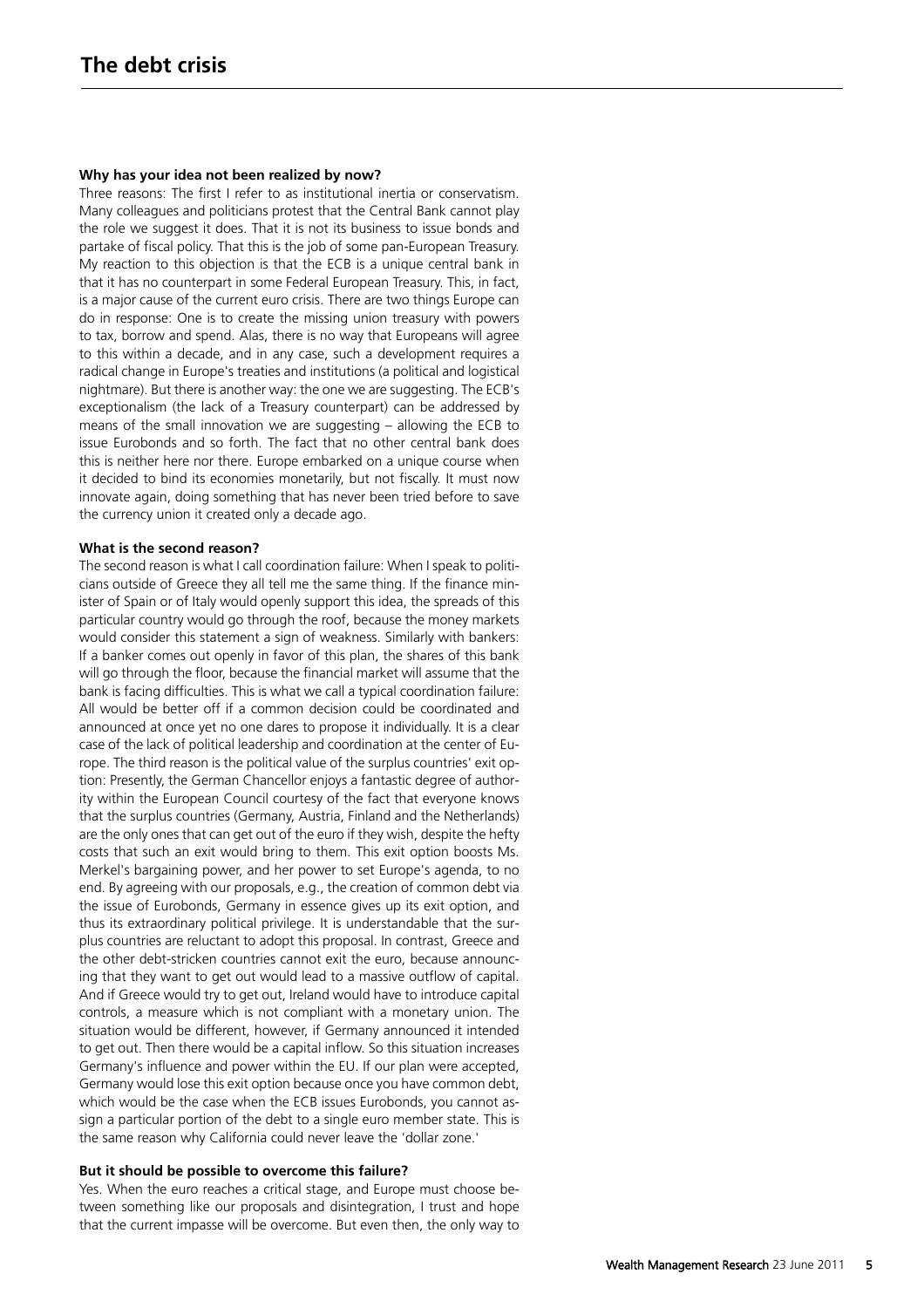**Why has your idea not been realized by now?**

Three reasons: The first I refer to as institutional inertia or conservatism. Many colleagues and politicians protest that the Central Bank cannot play the role we suggest it does. That it is not its business to issue bonds and partake of fiscal policy. That this is the job of some pan-European Treasury. My reaction to this objection is that the ECB is a unique central bank in that it has no counterpart in some Federal European Treasury. This, in fact, is a major cause of the current euro crisis. There are two things Europe can do in response: One is to create the missing union treasury with powers to tax, borrow and spend. Alas, there is no way that Europeans will agree to this within a decade, and in any case, such a development requires a radical change in Europe's treaties and institutions (a political and logistical nightmare). But there is another way: the one we are suggesting. The ECB's exceptionalism (the lack of a Treasury counterpart) can be addressed by means of the small innovation we are suggesting – allowing the ECB to issue Eurobonds and so forth. The fact that no other central bank does this is neither here nor there. Europe embarked on a unique course when it decided to bind its economies monetarily, but not fiscally. It must now innovate again, doing something that has never been tried before to save the currency union it created only a decade ago.

**What is the second reason?**

The second reason is what I call coordination failure: When I speak to politicians outside of Greece they all tell me the same thing. If the finance minister of Spain or of Italy would openly support this idea, the spreads of this particular country would go through the roof, because the money markets would consider this statement a sign of weakness. Similarly with bankers: If a banker comes out openly in favor of this plan, the shares of this bank will go through the floor, because the financial market will assume that the bank is facing difficulties. This is what we call a typical coordination failure: All would be better off if a common decision could be coordinated and announced at once yet no one dares to propose it individually. It is a clear case of the lack of political leadership and coordination at the center of Europe. The third reason is the political value of the surplus countries' exit option: Presently, the German Chancellor enjoys a fantastic degree of authority within the European Council courtesy of the fact that everyone knows that the surplus countries (Germany, Austria, Finland and the Netherlands) are the only ones that can get out of the euro if they wish, despite the hefty costs that such an exit would bring to them. This exit option boosts Ms. Merkel's bargaining power, and her power to set Europe's agenda, to no end. By agreeing with our proposals, e.g., the creation of common debt via the issue of Eurobonds, Germany in essence gives up its exit option, and thus its extraordinary political privilege. It is understandable that the surplus countries are reluctant to adopt this proposal. In contrast, Greece and the other debt-stricken countries cannot exit the euro, because announcing that they want to get out would lead to a massive outflow of capital. And if Greece would try to get out, Ireland would have to introduce capital controls, a measure which is not compliant with a monetary union. The situation would be different, however, if Germany announced it intended to get out. Then there would be a capital inflow. So this situation increases Germany's influence and power within the EU. If our plan were accepted, Germany would lose this exit option because once you have common debt, which would be the case when the ECB issues Eurobonds, you cannot assign a particular portion of the debt to a single euro member state. This is the same reason why California could never leave the 'dollar zone.'

**But it should be possible to overcome this failure?**

Yes. When the euro reaches a critical stage, and Europe must choose between something like our proposals and disintegration, I trust and hope that the current impasse will be overcome. But even then, the only way to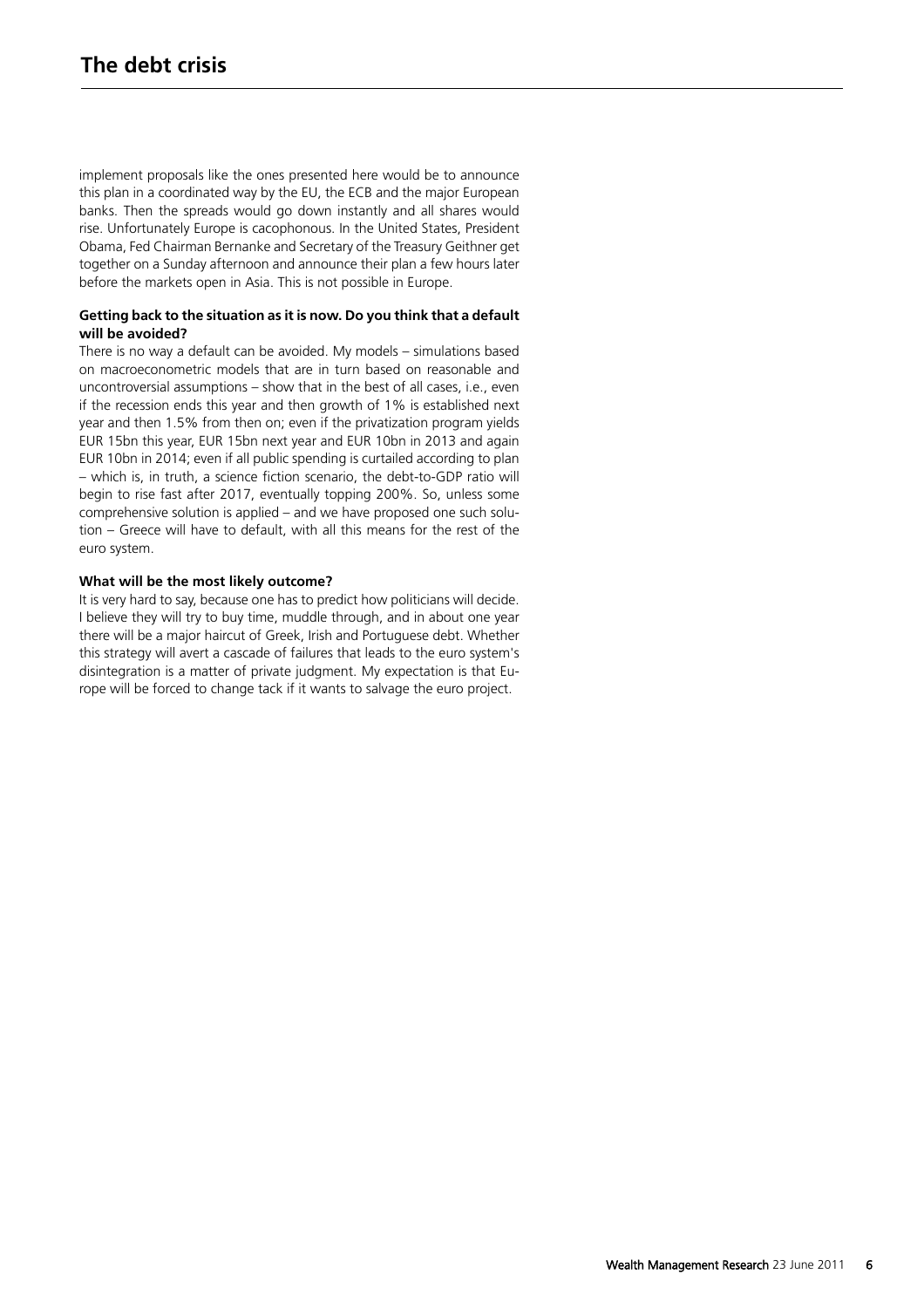implement proposals like the ones presented here would be to announce this plan in a coordinated way by the EU, the ECB and the major European banks. Then the spreads would go down instantly and all shares would rise. Unfortunately Europe is cacophonous. In the United States, President Obama, Fed Chairman Bernanke and Secretary of the Treasury Geithner get together on a Sunday afternoon and announce their plan a few hours later before the markets open in Asia. This is not possible in Europe.

**Getting back to the situation as it is now. Do you think that a default will be avoided?**

There is no way a default can be avoided. My models – simulations based on macroeconometric models that are in turn based on reasonable and uncontroversial assumptions – show that in the best of all cases, i.e., even if the recession ends this year and then growth of 1% is established next year and then 1.5% from then on; even if the privatization program yields EUR 15bn this year, EUR 15bn next year and EUR 10bn in 2013 and again EUR 10bn in 2014; even if all public spending is curtailed according to plan – which is, in truth, a science fiction scenario, the debt-to-GDP ratio will begin to rise fast after 2017, eventually topping 200%. So, unless some comprehensive solution is applied – and we have proposed one such solution – Greece will have to default, with all this means for the rest of the euro system.

**What will be the most likely outcome?**

It is very hard to say, because one has to predict how politicians will decide. I believe they will try to buy time, muddle through, and in about one year there will be a major haircut of Greek, Irish and Portuguese debt. Whether this strategy will avert a cascade of failures that leads to the euro system's disintegration is a matter of private judgment. My expectation is that Europe will be forced to change tack if it wants to salvage the euro project.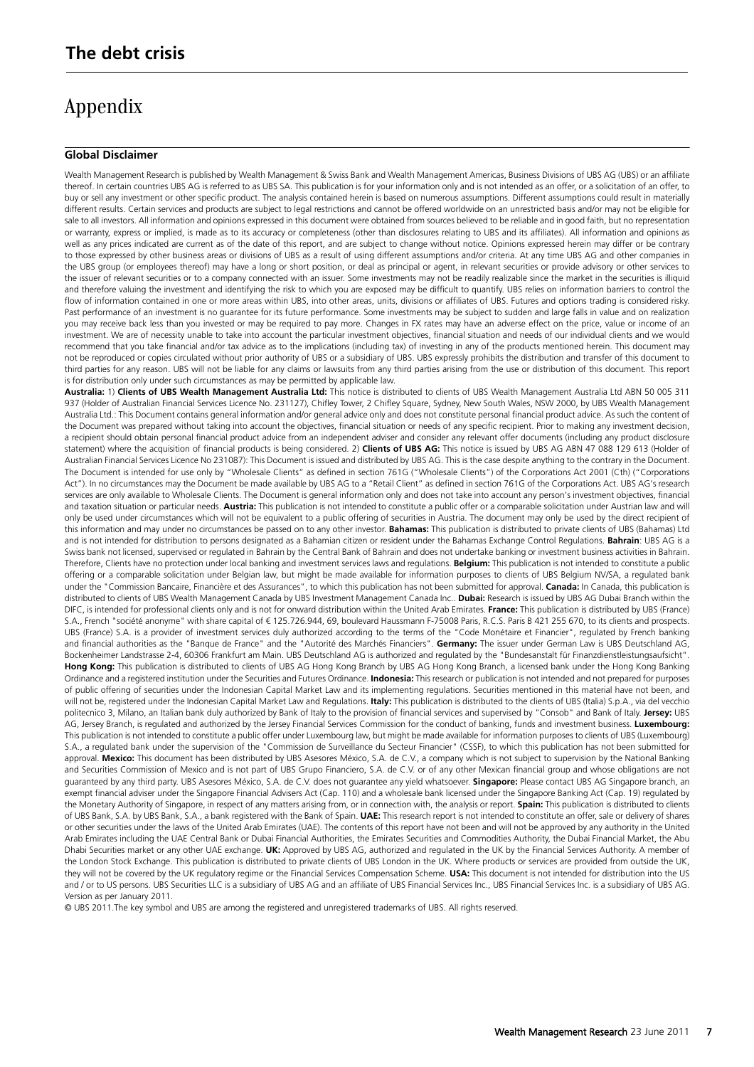# Appendix

## Global Disclaimer

Wealth Management Research is published by Wealth Management & Swiss Bank and Wealth Management Americas, Business Divisions of UBS AG (UBS) or an affiliate thereof. In certain countries UBS AG is referred to as UBS SA. This publication is for your information only and is not intended as an offer, or a solicitation of an offer, to buy or sell any investment or other specific product. The analysis contained herein is based on numerous assumptions. Different assumptions could result in materially different results. Certain services and products are subject to legal restrictions and cannot be offered worldwide on an unrestricted basis and/or may not be eligible for sale to all investors. All information and opinions expressed in this document were obtained from sources believed to be reliable and in good faith, but no representation or warranty, express or implied, is made as to its accuracy or completeness (other than disclosures relating to UBS and its affiliates). All information and opinions as well as any prices indicated are current as of the date of this report, and are subject to change without notice. Opinions expressed herein may differ or be contrary to those expressed by other business areas or divisions of UBS as a result of using different assumptions and/or criteria. At any time UBS AG and other companies in the UBS group (or employees thereof) may have a long or short position, or deal as principal or agent, in relevant securities or provide advisory or other services to the issuer of relevant securities or to a company connected with an issuer. Some investments may not be readily realizable since the market in the securities is illiquid and therefore valuing the investment and identifying the risk to which you are exposed may be difficult to quantify. UBS relies on information barriers to control the flow of information contained in one or more areas within UBS, into other areas, units, divisions or affiliates of UBS. Futures and options trading is considered risky. Past performance of an investment is no guarantee for its future performance. Some investments may be subject to sudden and large falls in value and on realization you may receive back less than you invested or may be required to pay more. Changes in FX rates may have an adverse effect on the price, value or income of an investment. We are of necessity unable to take into account the particular investment objectives, financial situation and needs of our individual clients and we would recommend that you take financial and/or tax advice as to the implications (including tax) of investing in any of the products mentioned herein. This document may not be reproduced or copies circulated without prior authority of UBS or a subsidiary of UBS. UBS expressly prohibits the distribution and transfer of this document to third parties for any reason. UBS will not be liable for any claims or lawsuits from any third parties arising from the use or distribution of this document. This report is for distribution only under such circumstances as may be permitted by applicable law.

**Australia:** 1) **Clients of UBS Wealth Management Australia Ltd:** This notice is distributed to clients of UBS Wealth Management Australia Ltd ABN 50 005 311 937 (Holder of Australian Financial Services Licence No. 231127), Chifley Tower, 2 Chifley Square, Sydney, New South Wales, NSW 2000, by UBS Wealth Management Australia Ltd.: This Document contains general information and/or general advice only and does not constitute personal financial product advice. As such the content of the Document was prepared without taking into account the objectives, financial situation or needs of any specific recipient. Prior to making any investment decision, a recipient should obtain personal financial product advice from an independent adviser and consider any relevant offer documents (including any product disclosure statement) where the acquisition of financial products is being considered. 2) **Clients of UBS AG:** This notice is issued by UBS AG ABN 47 088 129 613 (Holder of Australian Financial Services Licence No 231087): This Document is issued and distributed by UBS AG. This is the case despite anything to the contrary in the Document. The Document is intended for use only by "Wholesale Clients" as defined in section 761G ("Wholesale Clients") of the Corporations Act 2001 (Cth) ("Corporations Act"). In no circumstances may the Document be made available by UBS AG to a "Retail Client" as defined in section 761G of the Corporations Act. UBS AG's research services are only available to Wholesale Clients. The Document is general information only and does not take into account any person's investment objectives, financial and taxation situation or particular needs. **Austria:** This publication is not intended to constitute a public offer or a comparable solicitation under Austrian law and will only be used under circumstances which will not be equivalent to a public offering of securities in Austria. The document may only be used by the direct recipient of this information and may under no circumstances be passed on to any other investor. **Bahamas:** This publication is distributed to private clients of UBS (Bahamas) Ltd and is not intended for distribution to persons designated as a Bahamian citizen or resident under the Bahamas Exchange Control Regulations. **Bahrain**: UBS AG is a Swiss bank not licensed, supervised or regulated in Bahrain by the Central Bank of Bahrain and does not undertake banking or investment business activities in Bahrain. Therefore, Clients have no protection under local banking and investment services laws and regulations. **Belgium:** This publication is not intended to constitute a public offering or a comparable solicitation under Belgian law, but might be made available for information purposes to clients of UBS Belgium NV/SA, a regulated bank under the "Commission Bancaire, Financière et des Assurances", to which this publication has not been submitted for approval. **Canada:** In Canada, this publication is distributed to clients of UBS Wealth Management Canada by UBS Investment Management Canada Inc.. **Dubai:** Research is issued by UBS AG Dubai Branch within the DIFC, is intended for professional clients only and is not for onward distribution within the United Arab Emirates. **France:** This publication is distributed by UBS (France) S.A., French "société anonyme" with share capital of € 125.726.944, 69, boulevard Haussmann F-75008 Paris, R.C.S. Paris B 421 255 670, to its clients and prospects. UBS (France) S.A. is a provider of investment services duly authorized according to the terms of the "Code Monétaire et Financier", regulated by French banking and financial authorities as the "Banque de France" and the "Autorité des Marchés Financiers". **Germany:** The issuer under German Law is UBS Deutschland AG, Bockenheimer Landstrasse 2-4, 60306 Frankfurt am Main. UBS Deutschland AG is authorized and regulated by the "Bundesanstalt für Finanzdienstleistungsaufsicht". **Hong Kong:** This publication is distributed to clients of UBS AG Hong Kong Branch by UBS AG Hong Kong Branch, a licensed bank under the Hong Kong Banking Ordinance and a registered institution under the Securities and Futures Ordinance. **Indonesia:** This research or publication is not intended and not prepared for purposes of public offering of securities under the Indonesian Capital Market Law and its implementing regulations. Securities mentioned in this material have not been, and will not be, registered under the Indonesian Capital Market Law and Regulations. **Italy:** This publication is distributed to the clients of UBS (Italia) S.p.A., via del vecchio politecnico 3, Milano, an Italian bank duly authorized by Bank of Italy to the provision of financial services and supervised by "Consob" and Bank of Italy. **Jersey:** UBS AG, Jersey Branch, is regulated and authorized by the Jersey Financial Services Commission for the conduct of banking, funds and investment business. **Luxembourg:** This publication is not intended to constitute a public offer under Luxembourg law, but might be made available for information purposes to clients of UBS (Luxembourg) S.A., a regulated bank under the supervision of the "Commission de Surveillance du Secteur Financier" (CSSF), to which this publication has not been submitted for approval. **Mexico:** This document has been distributed by UBS Asesores México, S.A. de C.V., a company which is not subject to supervision by the National Banking and Securities Commission of Mexico and is not part of UBS Grupo Financiero, S.A. de C.V. or of any other Mexican financial group and whose obligations are not guaranteed by any third party. UBS Asesores México, S.A. de C.V. does not guarantee any yield whatsoever. **Singapore:** Please contact UBS AG Singapore branch, an exempt financial adviser under the Singapore Financial Advisers Act (Cap. 110) and a wholesale bank licensed under the Singapore Banking Act (Cap. 19) regulated by the Monetary Authority of Singapore, in respect of any matters arising from, or in connection with, the analysis or report. **Spain:** This publication is distributed to clients of UBS Bank, S.A. by UBS Bank, S.A., a bank registered with the Bank of Spain. **UAE:** This research report is not intended to constitute an offer, sale or delivery of shares or other securities under the laws of the United Arab Emirates (UAE). The contents of this report have not been and will not be approved by any authority in the United Arab Emirates including the UAE Central Bank or Dubai Financial Authorities, the Emirates Securities and Commodities Authority, the Dubai Financial Market, the Abu Dhabi Securities market or any other UAE exchange. **UK:** Approved by UBS AG, authorized and regulated in the UK by the Financial Services Authority. A member of the London Stock Exchange. This publication is distributed to private clients of UBS London in the UK. Where products or services are provided from outside the UK, they will not be covered by the UK regulatory regime or the Financial Services Compensation Scheme. **USA:** This document is not intended for distribution into the US and / or to US persons. UBS Securities LLC is a subsidiary of UBS AG and an affiliate of UBS Financial Services Inc., UBS Financial Services Inc. is a subsidiary of UBS AG. Version as per January 2011.

© UBS 2011.The key symbol and UBS are among the registered and unregistered trademarks of UBS. All rights reserved.